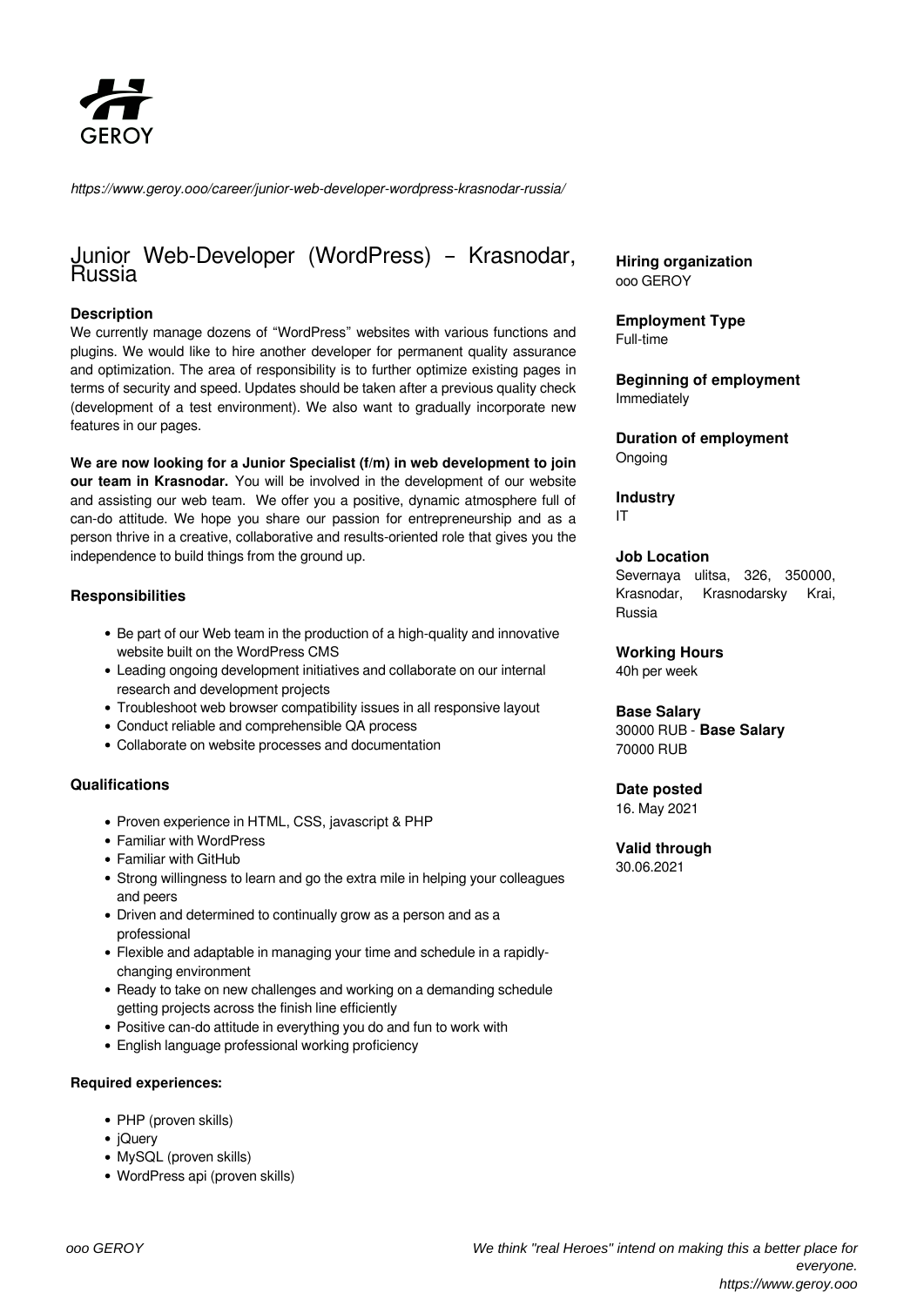GEROY

*https://www.geroy.ooo/career/junior-web-developer-wordpress-krasnodar-russia/*

# Junior Web-Developer (WordPress) – Krasnodar, Russia

### Description

We currently manage dozens of "WordPress" websites with various functions and plugins. We would like to hire another developer for permanent quality assurance and optimization. The area of responsibility is to further optimize existing pages in terms of security and speed. Updates should be taken after a previous quality check (development of a test environment). We also want to gradually incorporate new features in our pages.

**We are now looking for a Junior Specialist (f/m) in web development to join our team in Krasnodar.** You will be involved in the development of our website and assisting our web team. We offer you a positive, dynamic atmosphere full of can-do attitude. We hope you share our passion for entrepreneurship and as a person thrive in a creative, collaborative and results-oriented role that gives you the independence to build things from the ground up.

### Responsibilities

- Be part of our Web team in the production of a high-quality and innovative website built on the WordPress CMS
- Leading ongoing development initiatives and collaborate on our internal research and development projects
- Troubleshoot web browser compatibility issues in all responsive layout
- Conduct reliable and comprehensible QA process
- Collaborate on website processes and documentation

### Qualifications

- Proven experience in HTML, CSS, javascript & PHP
- Familiar with WordPress
- Familiar with GitHub
- Strong willingness to learn and go the extra mile in helping your colleagues and peers
- Driven and determined to continually grow as a person and as a professional
- Flexible and adaptable in managing your time and schedule in a rapidly-changing environment
- Ready to take on new challenges and working on a demanding schedule getting projects across the finish line efficiently
- Positive can-do attitude in everything you do and fun to work with
- English language professional working proficiency

#### Required experiences:

- PHP (proven skills)
- jQuery
- MySQL (proven skills)
- WordPress api (proven skills)

**Hiring organization**
ooo GEROY

**Employment Type**
Full-time

**Beginning of employment**
Immediately

**Duration of employment**
Ongoing

**Industry**
IT

**Job Location**
Severnaya ulitsa, 326, 350000, Krasnodar, Krasnodarsky Krai, Russia

**Working Hours**
40h per week

**Base Salary**
30000 RUB - **Base Salary** 70000 RUB

**Date posted**
16. May 2021

**Valid through**
30.06.2021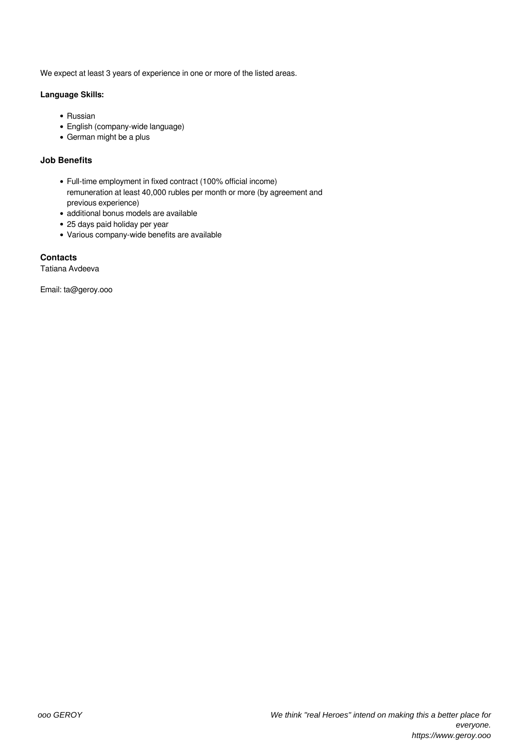We expect at least 3 years of experience in one or more of the listed areas.

**Language Skills:**

- Russian
- English (company-wide language)
- German might be a plus

### Job Benefits

- Full-time employment in fixed contract (100% official income) remuneration at least 40,000 rubles per month or more (by agreement and previous experience)
- additional bonus models are available
- 25 days paid holiday per year
- Various company-wide benefits are available

### Contacts

Tatiana Avdeeva

Email: ta@geroy.ooo